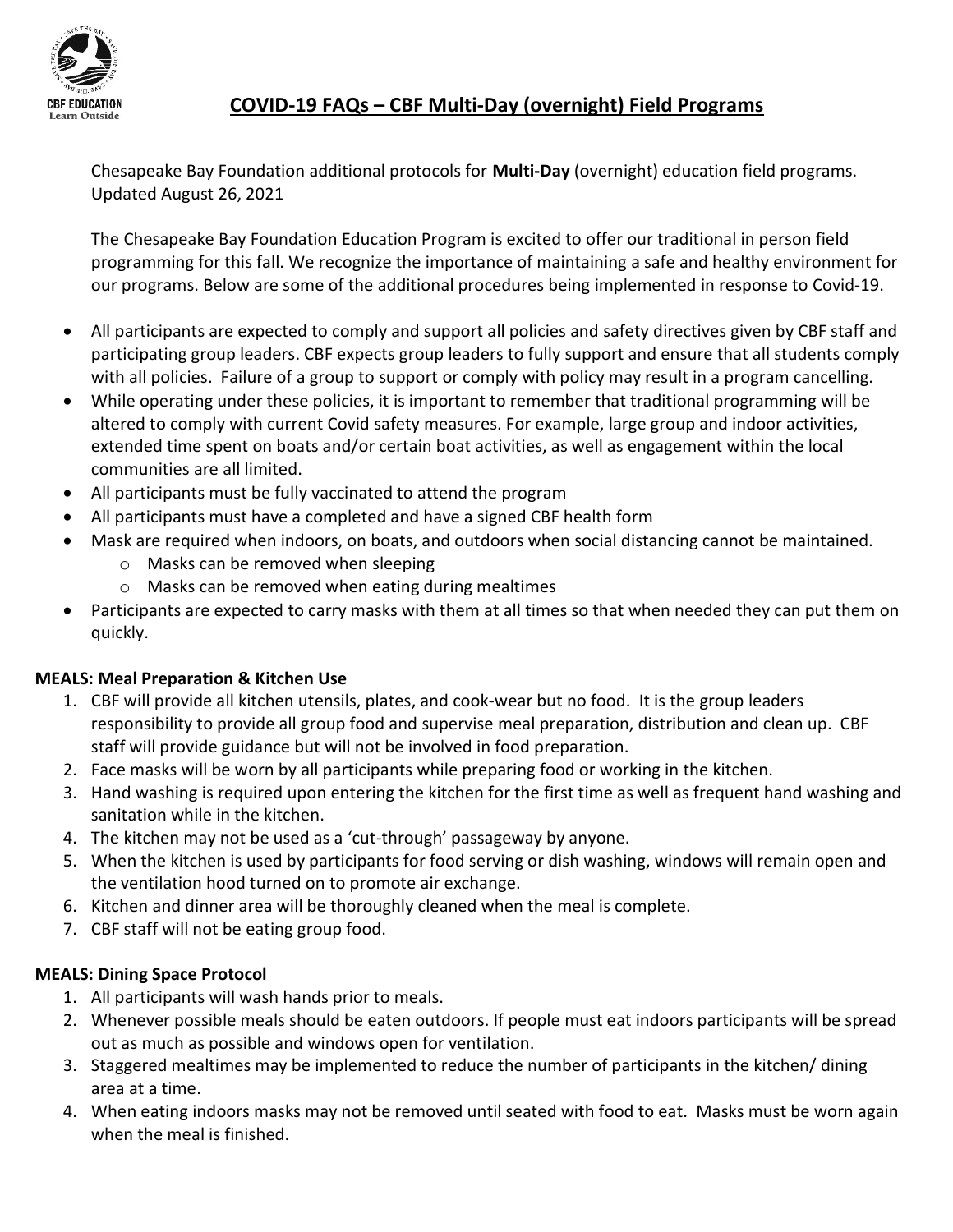# COVID-19 FAQs – CBF Multi-Day (overnight) Field Programs

Chesapeake Bay Foundation additional protocols for **Multi-Day** (overnight) education field programs. Updated August 26, 2021

The Chesapeake Bay Foundation Education Program is excited to offer our traditional in person field programming for this fall. We recognize the importance of maintaining a safe and healthy environment for our programs. Below are some of the additional procedures being implemented in response to Covid-19.

- All participants are expected to comply and support all policies and safety directives given by CBF staff and participating group leaders. CBF expects group leaders to fully support and ensure that all students comply with all policies. Failure of a group to support or comply with policy may result in a program cancelling.
- While operating under these policies, it is important to remember that traditional programming will be altered to comply with current Covid safety measures. For example, large group and indoor activities, extended time spent on boats and/or certain boat activities, as well as engagement within the local communities are all limited.
- All participants must be fully vaccinated to attend the program
- All participants must have a completed and have a signed CBF health form
- Mask are required when indoors, on boats, and outdoors when social distancing cannot be maintained.
    - Masks can be removed when sleeping
    - Masks can be removed when eating during mealtimes
- Participants are expected to carry masks with them at all times so that when needed they can put them on quickly.

**MEALS: Meal Preparation & Kitchen Use**

1. CBF will provide all kitchen utensils, plates, and cook-wear but no food. It is the group leaders responsibility to provide all group food and supervise meal preparation, distribution and clean up. CBF staff will provide guidance but will not be involved in food preparation.
2. Face masks will be worn by all participants while preparing food or working in the kitchen.
3. Hand washing is required upon entering the kitchen for the first time as well as frequent hand washing and sanitation while in the kitchen.
4. The kitchen may not be used as a 'cut-through' passageway by anyone.
5. When the kitchen is used by participants for food serving or dish washing, windows will remain open and the ventilation hood turned on to promote air exchange.
6. Kitchen and dinner area will be thoroughly cleaned when the meal is complete.
7. CBF staff will not be eating group food.

**MEALS: Dining Space Protocol**

1. All participants will wash hands prior to meals.
2. Whenever possible meals should be eaten outdoors. If people must eat indoors participants will be spread out as much as possible and windows open for ventilation.
3. Staggered mealtimes may be implemented to reduce the number of participants in the kitchen/ dining area at a time.
4. When eating indoors masks may not be removed until seated with food to eat. Masks must be worn again when the meal is finished.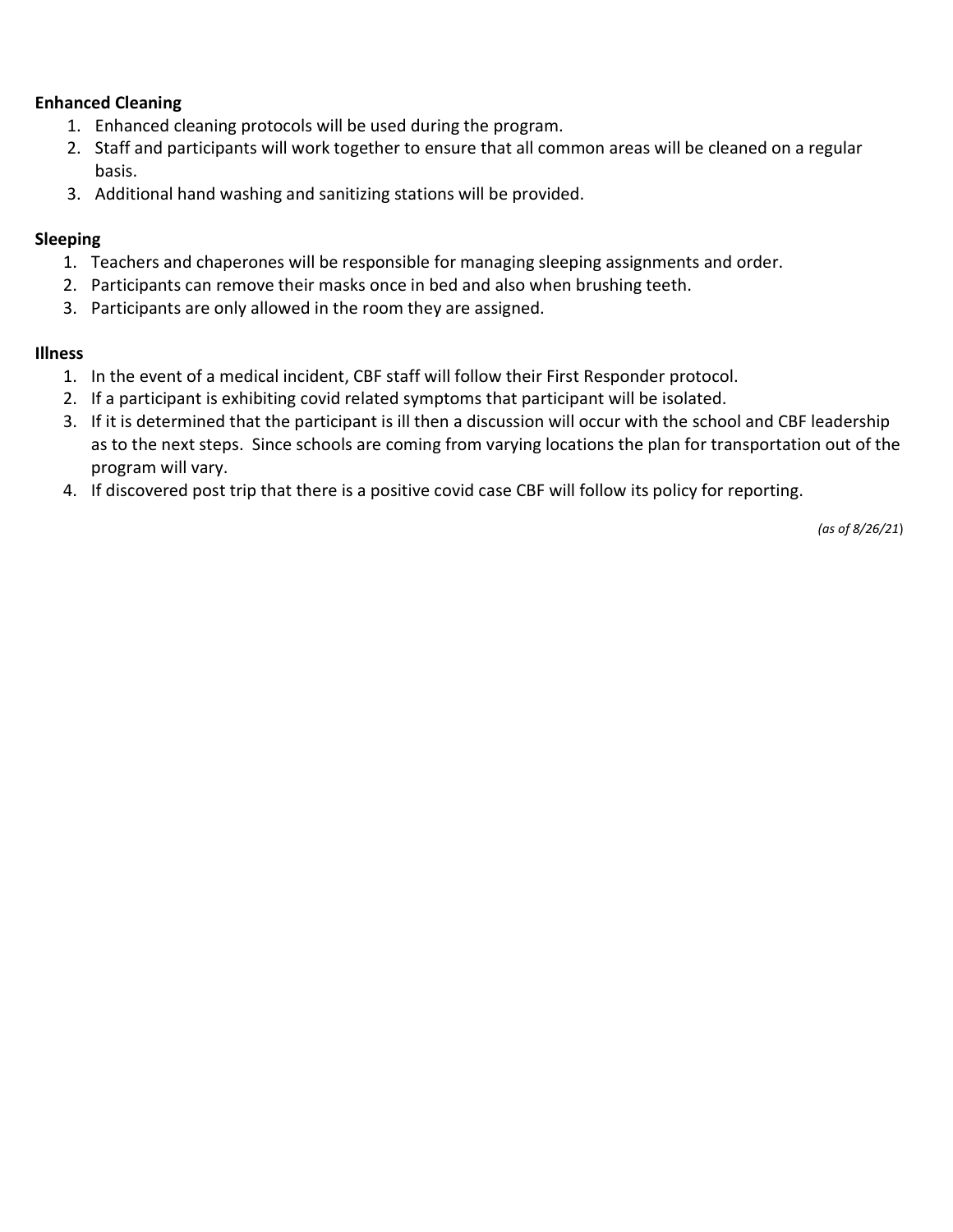**Enhanced Cleaning**

1. Enhanced cleaning protocols will be used during the program.
2. Staff and participants will work together to ensure that all common areas will be cleaned on a regular basis.
3. Additional hand washing and sanitizing stations will be provided.

**Sleeping**

1. Teachers and chaperones will be responsible for managing sleeping assignments and order.
2. Participants can remove their masks once in bed and also when brushing teeth.
3. Participants are only allowed in the room they are assigned.

**Illness**

1. In the event of a medical incident, CBF staff will follow their First Responder protocol.
2. If a participant is exhibiting covid related symptoms that participant will be isolated.
3. If it is determined that the participant is ill then a discussion will occur with the school and CBF leadership as to the next steps. Since schools are coming from varying locations the plan for transportation out of the program will vary.
4. If discovered post trip that there is a positive covid case CBF will follow its policy for reporting.

*(as of 8/26/21*)